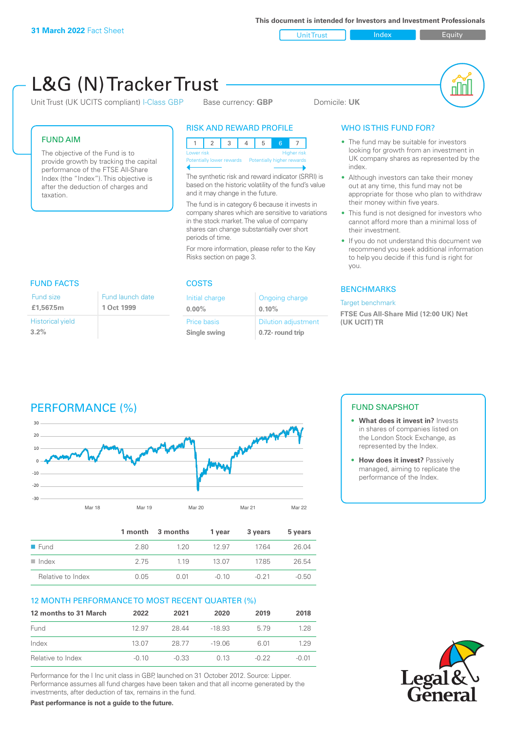31 March 2022 Fact Sheet

This document is intended for Investors and Investment Professionals

Unit Trust | Index | Equity

# L&G (N) Tracker Trust

Unit Trust (UK UCITS compliant) I-Class GBP    Base currency: **GBP**    Domicile: **UK**

## FUND AIM

The objective of the Fund is to provide growth by tracking the capital performance of the FTSE All-Share Index (the "Index"). This objective is after the deduction of charges and taxation.

## RISK AND REWARD PROFILE

| 1 | 2 | 3 | 4 | 5 | 6 | 7 |
|---|---|---|---|---|---|---|

Lower risk — Higher risk
Potentially lower rewards — Potentially higher rewards

The synthetic risk and reward indicator (SRRI) is based on the historic volatility of the fund's value and it may change in the future.

The fund is in category 6 because it invests in company shares which are sensitive to variations in the stock market. The value of company shares can change substantially over short periods of time.

For more information, please refer to the Key Risks section on page 3.

## WHO IS THIS FUND FOR?

- The fund may be suitable for investors looking for growth from an investment in UK company shares as represented by the index.
- Although investors can take their money out at any time, this fund may not be appropriate for those who plan to withdraw their money within five years.
- This fund is not designed for investors who cannot afford more than a minimal loss of their investment.
- If you do not understand this document we recommend you seek additional information to help you decide if this fund is right for you.

## FUND FACTS

| Fund size | Fund launch date |
|---|---|
| **£1,567.5m** | **1 Oct 1999** |
| **Historical yield** | |
| **3.2%** | |

## COSTS

| Initial charge | Ongoing charge |
|---|---|
| **0.00%** | **0.10%** |
| **Price basis** | **Dilution adjustment** |
| **Single swing** | **0.72- round trip** |

## BENCHMARKS

Target benchmark

**FTSE Cus All-Share Mid (12:00 UK) Net (UK UCIT) TR**

## PERFORMANCE (%)

## FUND SNAPSHOT

- **What does it invest in?** Invests in shares of companies listed on the London Stock Exchange, as represented by the Index.
- **How does it invest?** Passively managed, aiming to replicate the performance of the Index.

| | 1 month | 3 months | 1 year | 3 years | 5 years |
|---|---|---|---|---|---|
| Fund | 2.80 | 1.20 | 12.97 | 17.64 | 26.04 |
| Index | 2.75 | 1.19 | 13.07 | 17.85 | 26.54 |
| Relative to Index | 0.05 | 0.01 | -0.10 | -0.21 | -0.50 |

## 12 MONTH PERFORMANCE TO MOST RECENT QUARTER (%)

| 12 months to 31 March | 2022 | 2021 | 2020 | 2019 | 2018 |
|---|---|---|---|---|---|
| Fund | 12.97 | 28.44 | -18.93 | 5.79 | 1.28 |
| Index | 13.07 | 28.77 | -19.06 | 6.01 | 1.29 |
| Relative to Index | -0.10 | -0.33 | 0.13 | -0.22 | -0.01 |

Performance for the I Inc unit class in GBP, launched on 31 October 2012. Source: Lipper. Performance assumes all fund charges have been taken and that all income generated by the investments, after deduction of tax, remains in the fund.

**Past performance is not a guide to the future.**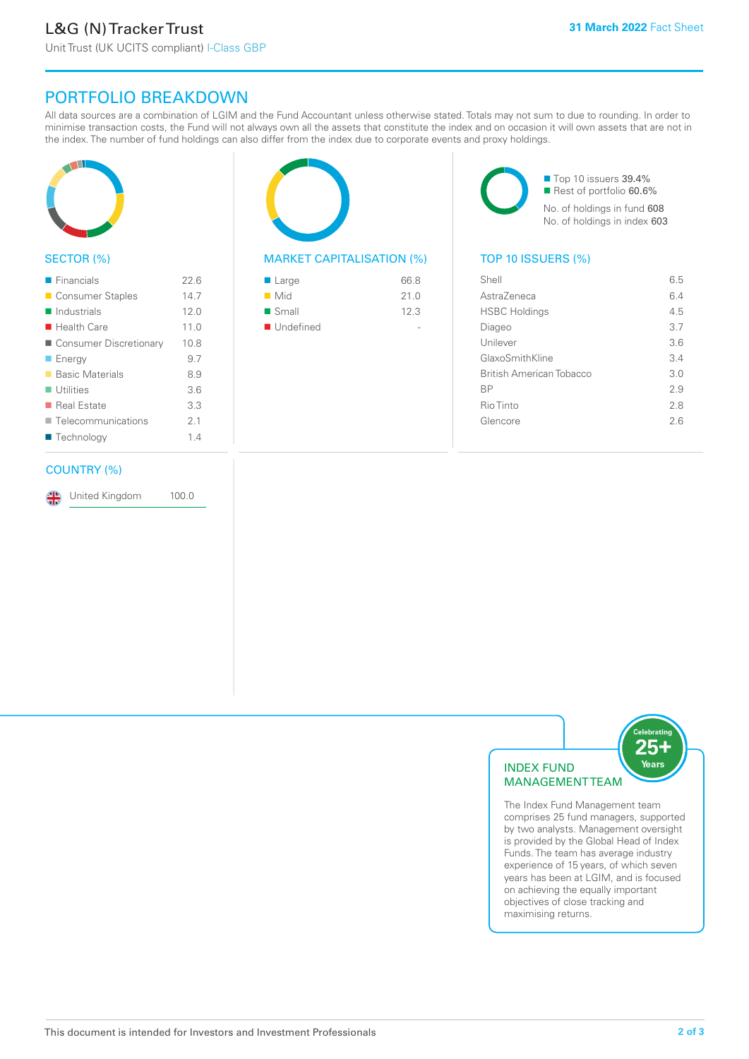# L&G (N) Tracker Trust

Unit Trust (UK UCITS compliant) I-Class GBP

31 March 2022 Fact Sheet

## PORTFOLIO BREAKDOWN

All data sources are a combination of LGIM and the Fund Accountant unless otherwise stated. Totals may not sum to due to rounding. In order to minimise transaction costs, the Fund will not always own all the assets that constitute the index and on occasion it will own assets that are not in the index. The number of fund holdings can also differ from the index due to corporate events and proxy holdings.

### SECTOR (%)

| Sector | % |
|---|---|
| Financials | 22.6 |
| Consumer Staples | 14.7 |
| Industrials | 12.0 |
| Health Care | 11.0 |
| Consumer Discretionary | 10.8 |
| Energy | 9.7 |
| Basic Materials | 8.9 |
| Utilities | 3.6 |
| Real Estate | 3.3 |
| Telecommunications | 2.1 |
| Technology | 1.4 |

### MARKET CAPITALISATION (%)

| Market Capitalisation | % |
|---|---|
| Large | 66.8 |
| Mid | 21.0 |
| Small | 12.3 |
| Undefined | - |

- Top 10 issuers 39.4%
- Rest of portfolio 60.6%

No. of holdings in fund 608

No. of holdings in index 603

### TOP 10 ISSUERS (%)

| Issuer | % |
|---|---|
| Shell | 6.5 |
| AstraZeneca | 6.4 |
| HSBC Holdings | 4.5 |
| Diageo | 3.7 |
| Unilever | 3.6 |
| GlaxoSmithKline | 3.4 |
| British American Tobacco | 3.0 |
| BP | 2.9 |
| Rio Tinto | 2.8 |
| Glencore | 2.6 |

### COUNTRY (%)

| Country | % |
|---|---|
| United Kingdom | 100.0 |

### INDEX FUND MANAGEMENT TEAM

Celebrating 25+ Years

The Index Fund Management team comprises 25 fund managers, supported by two analysts. Management oversight is provided by the Global Head of Index Funds. The team has average industry experience of 15 years, of which seven years has been at LGIM, and is focused on achieving the equally important objectives of close tracking and maximising returns.

This document is intended for Investors and Investment Professionals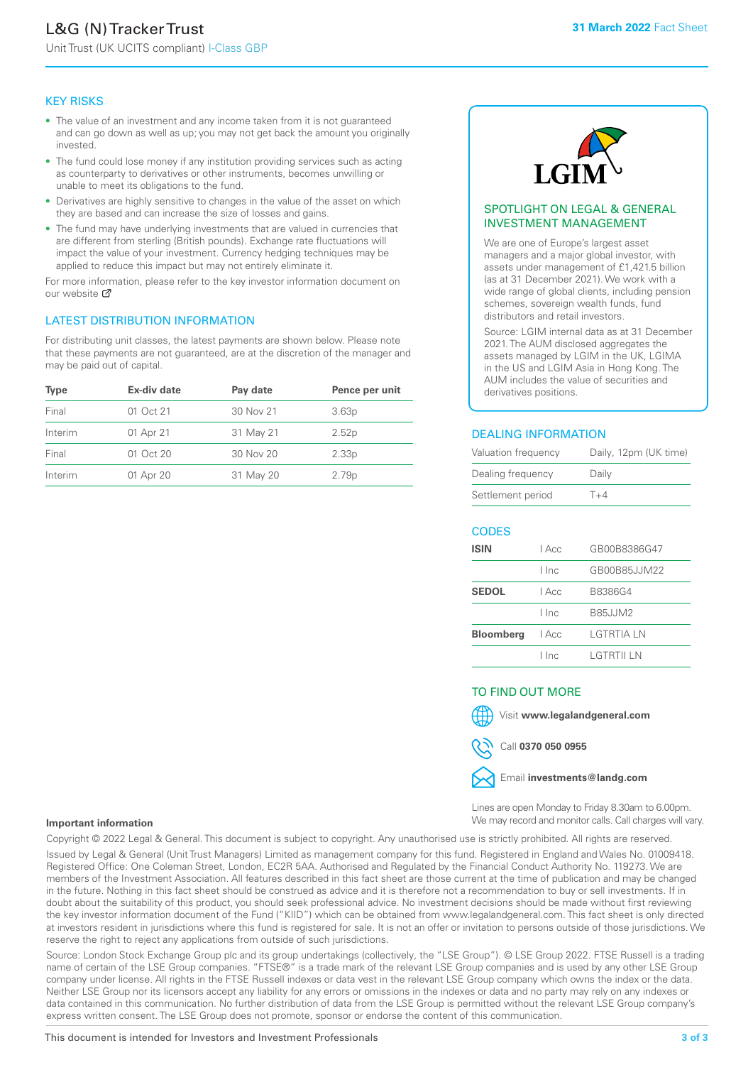# L&G (N) Tracker Trust

Unit Trust (UK UCITS compliant) I-Class GBP

31 March 2022 Fact Sheet

## KEY RISKS

- The value of an investment and any income taken from it is not guaranteed and can go down as well as up; you may not get back the amount you originally invested.
- The fund could lose money if any institution providing services such as acting as counterparty to derivatives or other instruments, becomes unwilling or unable to meet its obligations to the fund.
- Derivatives are highly sensitive to changes in the value of the asset on which they are based and can increase the size of losses and gains.
- The fund may have underlying investments that are valued in currencies that are different from sterling (British pounds). Exchange rate fluctuations will impact the value of your investment. Currency hedging techniques may be applied to reduce this impact but may not entirely eliminate it.

For more information, please refer to the key investor information document on our website

## LATEST DISTRIBUTION INFORMATION

For distributing unit classes, the latest payments are shown below. Please note that these payments are not guaranteed, are at the discretion of the manager and may be paid out of capital.

| Type | Ex-div date | Pay date | Pence per unit |
|---|---|---|---|
| Final | 01 Oct 21 | 30 Nov 21 | 3.63p |
| Interim | 01 Apr 21 | 31 May 21 | 2.52p |
| Final | 01 Oct 20 | 30 Nov 20 | 2.33p |
| Interim | 01 Apr 20 | 31 May 20 | 2.79p |

## SPOTLIGHT ON LEGAL & GENERAL INVESTMENT MANAGEMENT

We are one of Europe's largest asset managers and a major global investor, with assets under management of £1,421.5 billion (as at 31 December 2021). We work with a wide range of global clients, including pension schemes, sovereign wealth funds, fund distributors and retail investors.

Source: LGIM internal data as at 31 December 2021. The AUM disclosed aggregates the assets managed by LGIM in the UK, LGIMA in the US and LGIM Asia in Hong Kong. The AUM includes the value of securities and derivatives positions.

## DEALING INFORMATION

| | |
|---|---|
| Valuation frequency | Daily, 12pm (UK time) |
| Dealing frequency | Daily |
| Settlement period | T+4 |

## CODES

| | | |
|---|---|---|
| **ISIN** | I Acc | GB00B8386G47 |
| | I Inc | GB00B85JJM22 |
| **SEDOL** | I Acc | B8386G4 |
| | I Inc | B85JJM2 |
| **Bloomberg** | I Acc | LGTRTIA LN |
| | I Inc | LGTRTII LN |

## TO FIND OUT MORE

Visit **www.legalandgeneral.com**

Call **0370 050 0955**

Email **investments@landg.com**

Lines are open Monday to Friday 8.30am to 6.00pm. We may record and monitor calls. Call charges will vary.

**Important information**

Copyright © 2022 Legal & General. This document is subject to copyright. Any unauthorised use is strictly prohibited. All rights are reserved.

Issued by Legal & General (Unit Trust Managers) Limited as management company for this fund. Registered in England and Wales No. 01009418. Registered Office: One Coleman Street, London, EC2R 5AA. Authorised and Regulated by the Financial Conduct Authority No. 119273. We are members of the Investment Association. All features described in this fact sheet are those current at the time of publication and may be changed in the future. Nothing in this fact sheet should be construed as advice and it is therefore not a recommendation to buy or sell investments. If in doubt about the suitability of this product, you should seek professional advice. No investment decisions should be made without first reviewing the key investor information document of the Fund ("KIID") which can be obtained from www.legalandgeneral.com. This fact sheet is only directed at investors resident in jurisdictions where this fund is registered for sale. It is not an offer or invitation to persons outside of those jurisdictions. We reserve the right to reject any applications from outside of such jurisdictions.

Source: London Stock Exchange Group plc and its group undertakings (collectively, the "LSE Group"). © LSE Group 2022. FTSE Russell is a trading name of certain of the LSE Group companies. "FTSE®" is a trade mark of the relevant LSE Group companies and is used by any other LSE Group company under license. All rights in the FTSE Russell indexes or data vest in the relevant LSE Group company which owns the index or the data. Neither LSE Group nor its licensors accept any liability for any errors or omissions in the indexes or data and no party may rely on any indexes or data contained in this communication. No further distribution of data from the LSE Group is permitted without the relevant LSE Group company's express written consent. The LSE Group does not promote, sponsor or endorse the content of this communication.

This document is intended for Investors and Investment Professionals